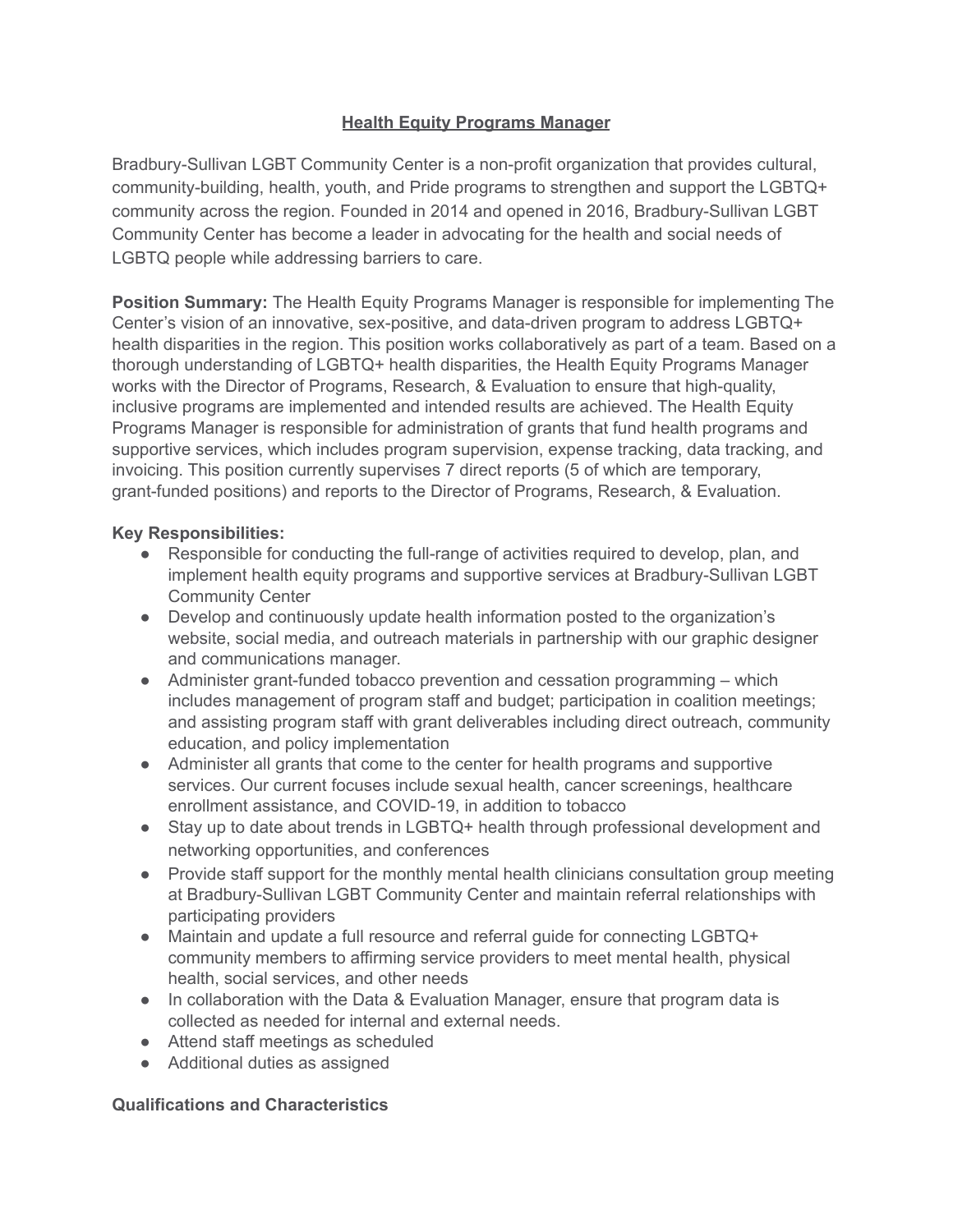# Health Equity Programs Manager

Bradbury-Sullivan LGBT Community Center is a non-profit organization that provides cultural, community-building, health, youth, and Pride programs to strengthen and support the LGBTQ+ community across the region. Founded in 2014 and opened in 2016, Bradbury-Sullivan LGBT Community Center has become a leader in advocating for the health and social needs of LGBTQ people while addressing barriers to care.

**Position Summary:** The Health Equity Programs Manager is responsible for implementing The Center's vision of an innovative, sex-positive, and data-driven program to address LGBTQ+ health disparities in the region. This position works collaboratively as part of a team. Based on a thorough understanding of LGBTQ+ health disparities, the Health Equity Programs Manager works with the Director of Programs, Research, & Evaluation to ensure that high-quality, inclusive programs are implemented and intended results are achieved. The Health Equity Programs Manager is responsible for administration of grants that fund health programs and supportive services, which includes program supervision, expense tracking, data tracking, and invoicing. This position currently supervises 7 direct reports (5 of which are temporary, grant-funded positions) and reports to the Director of Programs, Research, & Evaluation.

**Key Responsibilities:**

- Responsible for conducting the full-range of activities required to develop, plan, and implement health equity programs and supportive services at Bradbury-Sullivan LGBT Community Center
- Develop and continuously update health information posted to the organization's website, social media, and outreach materials in partnership with our graphic designer and communications manager.
- Administer grant-funded tobacco prevention and cessation programming – which includes management of program staff and budget; participation in coalition meetings; and assisting program staff with grant deliverables including direct outreach, community education, and policy implementation
- Administer all grants that come to the center for health programs and supportive services. Our current focuses include sexual health, cancer screenings, healthcare enrollment assistance, and COVID-19, in addition to tobacco
- Stay up to date about trends in LGBTQ+ health through professional development and networking opportunities, and conferences
- Provide staff support for the monthly mental health clinicians consultation group meeting at Bradbury-Sullivan LGBT Community Center and maintain referral relationships with participating providers
- Maintain and update a full resource and referral guide for connecting LGBTQ+ community members to affirming service providers to meet mental health, physical health, social services, and other needs
- In collaboration with the Data & Evaluation Manager, ensure that program data is collected as needed for internal and external needs.
- Attend staff meetings as scheduled
- Additional duties as assigned

**Qualifications and Characteristics**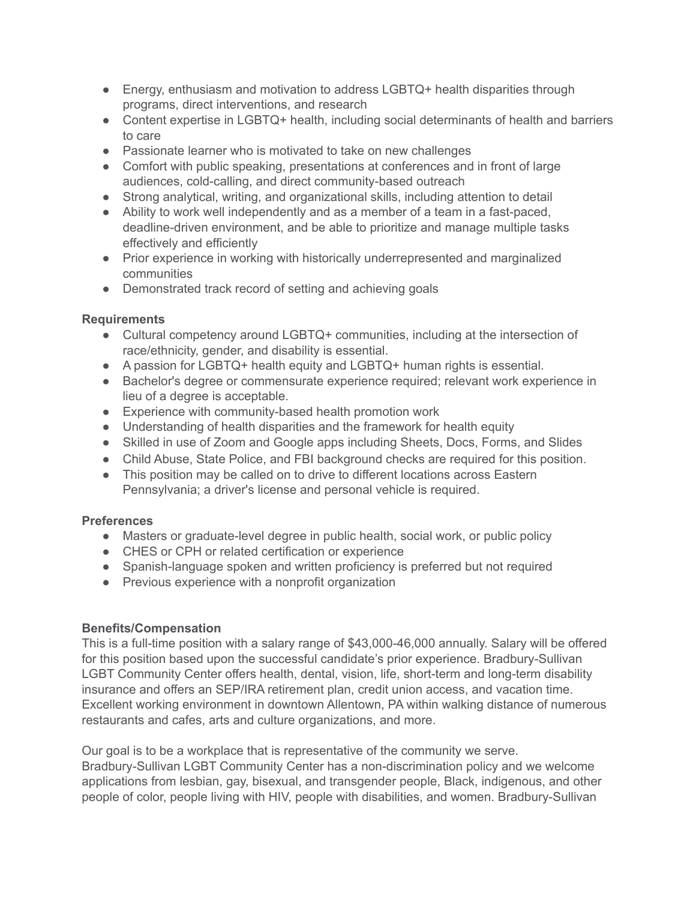- Energy, enthusiasm and motivation to address LGBTQ+ health disparities through programs, direct interventions, and research
- Content expertise in LGBTQ+ health, including social determinants of health and barriers to care
- Passionate learner who is motivated to take on new challenges
- Comfort with public speaking, presentations at conferences and in front of large audiences, cold-calling, and direct community-based outreach
- Strong analytical, writing, and organizational skills, including attention to detail
- Ability to work well independently and as a member of a team in a fast-paced, deadline-driven environment, and be able to prioritize and manage multiple tasks effectively and efficiently
- Prior experience in working with historically underrepresented and marginalized communities
- Demonstrated track record of setting and achieving goals

**Requirements**

- Cultural competency around LGBTQ+ communities, including at the intersection of race/ethnicity, gender, and disability is essential.
- A passion for LGBTQ+ health equity and LGBTQ+ human rights is essential.
- Bachelor's degree or commensurate experience required; relevant work experience in lieu of a degree is acceptable.
- Experience with community-based health promotion work
- Understanding of health disparities and the framework for health equity
- Skilled in use of Zoom and Google apps including Sheets, Docs, Forms, and Slides
- Child Abuse, State Police, and FBI background checks are required for this position.
- This position may be called on to drive to different locations across Eastern Pennsylvania; a driver's license and personal vehicle is required.

**Preferences**

- Masters or graduate-level degree in public health, social work, or public policy
- CHES or CPH or related certification or experience
- Spanish-language spoken and written proficiency is preferred but not required
- Previous experience with a nonprofit organization

**Benefits/Compensation**

This is a full-time position with a salary range of $43,000-46,000 annually. Salary will be offered for this position based upon the successful candidate's prior experience. Bradbury-Sullivan LGBT Community Center offers health, dental, vision, life, short-term and long-term disability insurance and offers an SEP/IRA retirement plan, credit union access, and vacation time. Excellent working environment in downtown Allentown, PA within walking distance of numerous restaurants and cafes, arts and culture organizations, and more.

Our goal is to be a workplace that is representative of the community we serve. Bradbury-Sullivan LGBT Community Center has a non-discrimination policy and we welcome applications from lesbian, gay, bisexual, and transgender people, Black, indigenous, and other people of color, people living with HIV, people with disabilities, and women. Bradbury-Sullivan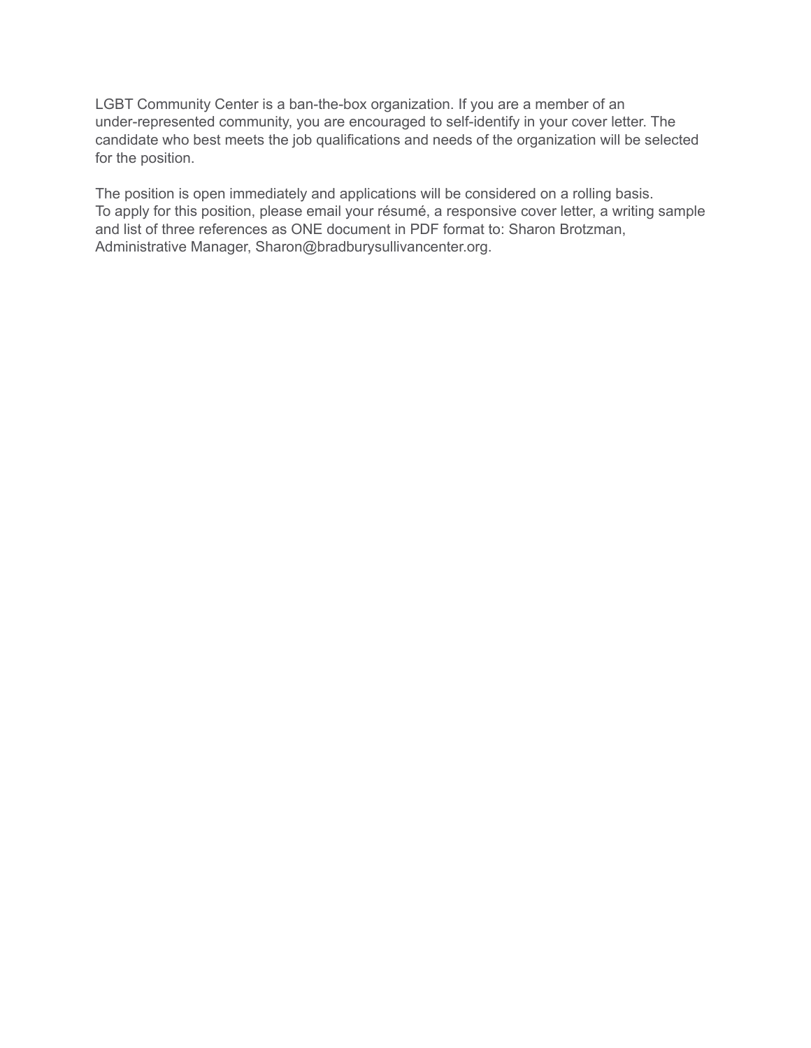LGBT Community Center is a ban-the-box organization. If you are a member of an under-represented community, you are encouraged to self-identify in your cover letter. The candidate who best meets the job qualifications and needs of the organization will be selected for the position.

The position is open immediately and applications will be considered on a rolling basis. To apply for this position, please email your résumé, a responsive cover letter, a writing sample and list of three references as ONE document in PDF format to: Sharon Brotzman, Administrative Manager, Sharon@bradburysullivancenter.org.